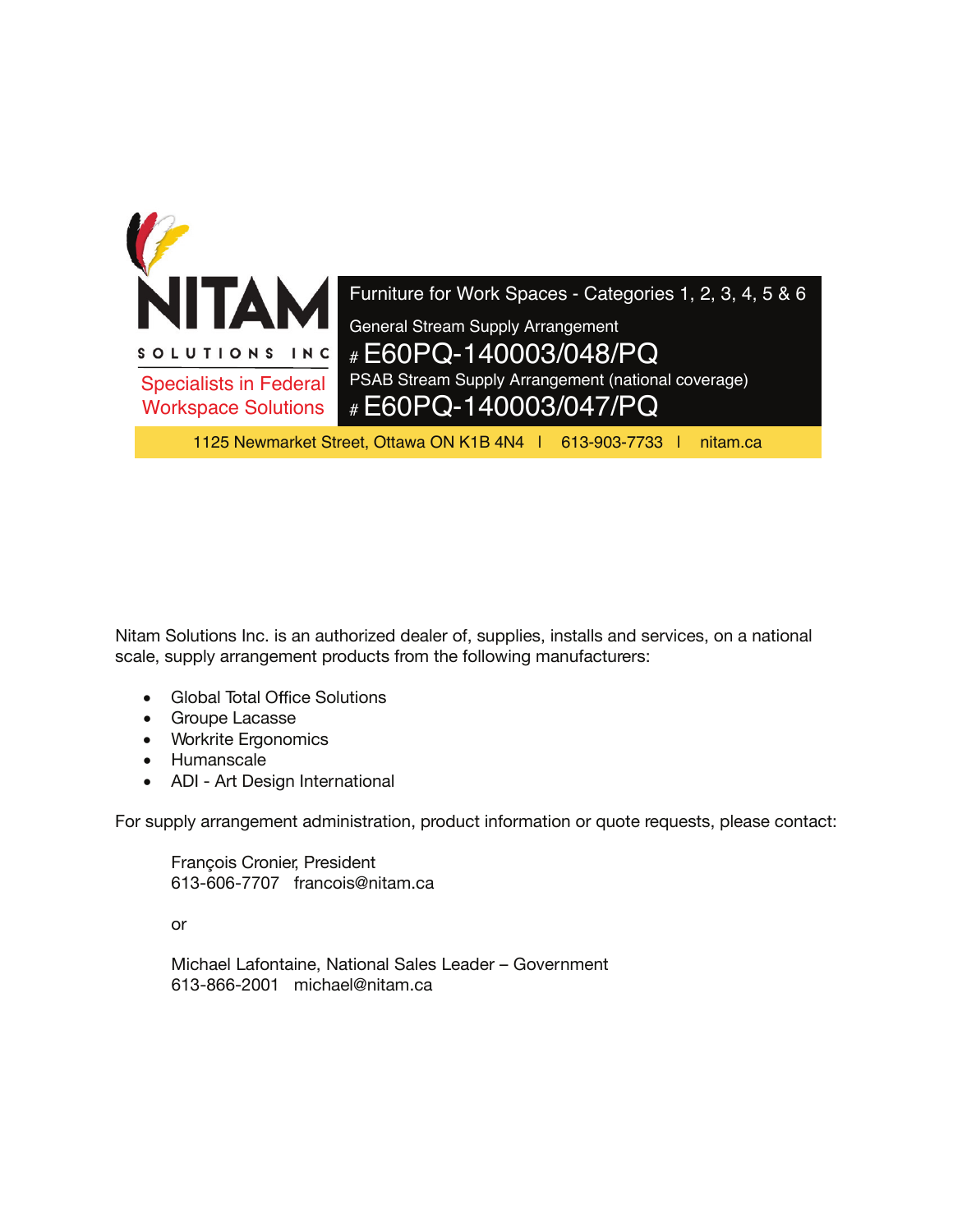# NITAM

SOLUTIONS INC

Specialists in Federal Workspace Solutions

**Furniture for Work Spaces - Categories 1, 2, 3, 4, 5 & 6**

General Stream Supply Arrangement

# E60PQ-140003/048/PQ

PSAB Stream Supply Arrangement (national coverage)

# E60PQ-140003/047/PQ

1125 Newmarket Street, Ottawa ON K1B 4N4 | 613-903-7733 | nitam.ca

Nitam Solutions Inc. is an authorized dealer of, supplies, installs and services, on a national scale, supply arrangement products from the following manufacturers:

- Global Total Office Solutions
- Groupe Lacasse
- Workrite Ergonomics
- Humanscale
- ADI - Art Design International

For supply arrangement administration, product information or quote requests, please contact:

François Cronier, President
613-606-7707 francois@nitam.ca

or

Michael Lafontaine, National Sales Leader – Government
613-866-2001 michael@nitam.ca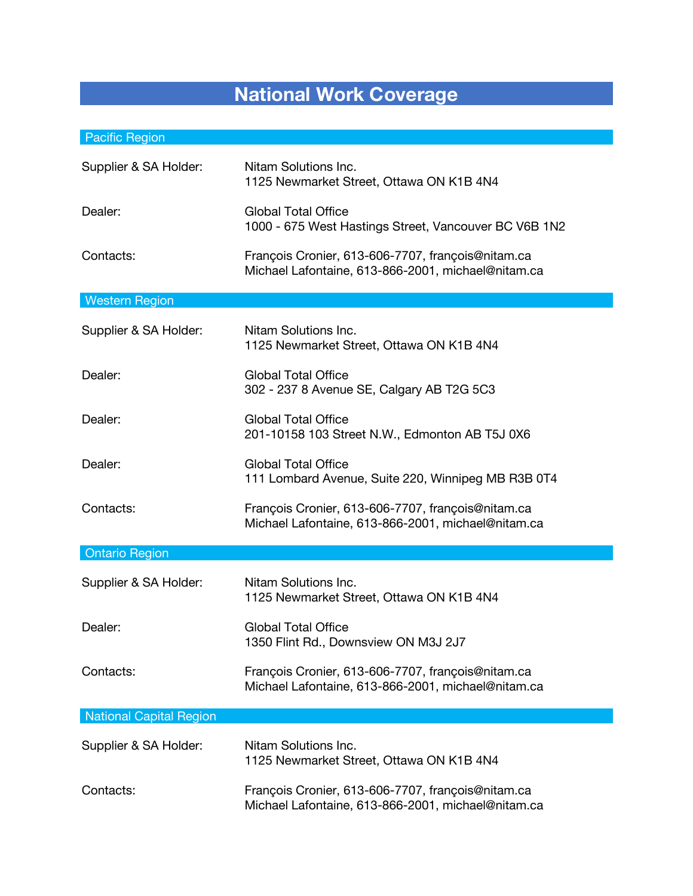# National Work Coverage

## Pacific Region

| | |
|---|---|
| Supplier & SA Holder: | Nitam Solutions Inc.<br>1125 Newmarket Street, Ottawa ON K1B 4N4 |
| Dealer: | Global Total Office<br>1000 - 675 West Hastings Street, Vancouver BC V6B 1N2 |
| Contacts: | François Cronier, 613-606-7707, françois@nitam.ca<br>Michael Lafontaine, 613-866-2001, michael@nitam.ca |

## Western Region

| | |
|---|---|
| Supplier & SA Holder: | Nitam Solutions Inc.<br>1125 Newmarket Street, Ottawa ON K1B 4N4 |
| Dealer: | Global Total Office<br>302 - 237 8 Avenue SE, Calgary AB T2G 5C3 |
| Dealer: | Global Total Office<br>201-10158 103 Street N.W., Edmonton AB T5J 0X6 |
| Dealer: | Global Total Office<br>111 Lombard Avenue, Suite 220, Winnipeg MB R3B 0T4 |
| Contacts: | François Cronier, 613-606-7707, françois@nitam.ca<br>Michael Lafontaine, 613-866-2001, michael@nitam.ca |

## Ontario Region

| | |
|---|---|
| Supplier & SA Holder: | Nitam Solutions Inc.<br>1125 Newmarket Street, Ottawa ON K1B 4N4 |
| Dealer: | Global Total Office<br>1350 Flint Rd., Downsview ON M3J 2J7 |
| Contacts: | François Cronier, 613-606-7707, françois@nitam.ca<br>Michael Lafontaine, 613-866-2001, michael@nitam.ca |

## National Capital Region

| | |
|---|---|
| Supplier & SA Holder: | Nitam Solutions Inc.<br>1125 Newmarket Street, Ottawa ON K1B 4N4 |
| Contacts: | François Cronier, 613-606-7707, françois@nitam.ca<br>Michael Lafontaine, 613-866-2001, michael@nitam.ca |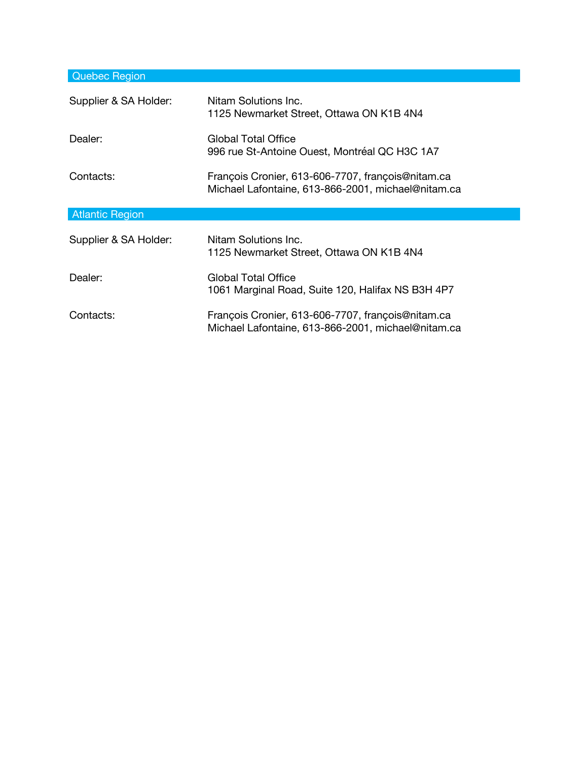## Quebec Region

| | |
|---|---|
| Supplier & SA Holder: | Nitam Solutions Inc.<br>1125 Newmarket Street, Ottawa ON K1B 4N4 |
| Dealer: | Global Total Office<br>996 rue St-Antoine Ouest, Montréal QC H3C 1A7 |
| Contacts: | François Cronier, 613-606-7707, françois@nitam.ca<br>Michael Lafontaine, 613-866-2001, michael@nitam.ca |

## Atlantic Region

| | |
|---|---|
| Supplier & SA Holder: | Nitam Solutions Inc.<br>1125 Newmarket Street, Ottawa ON K1B 4N4 |
| Dealer: | Global Total Office<br>1061 Marginal Road, Suite 120, Halifax NS B3H 4P7 |
| Contacts: | François Cronier, 613-606-7707, françois@nitam.ca<br>Michael Lafontaine, 613-866-2001, michael@nitam.ca |